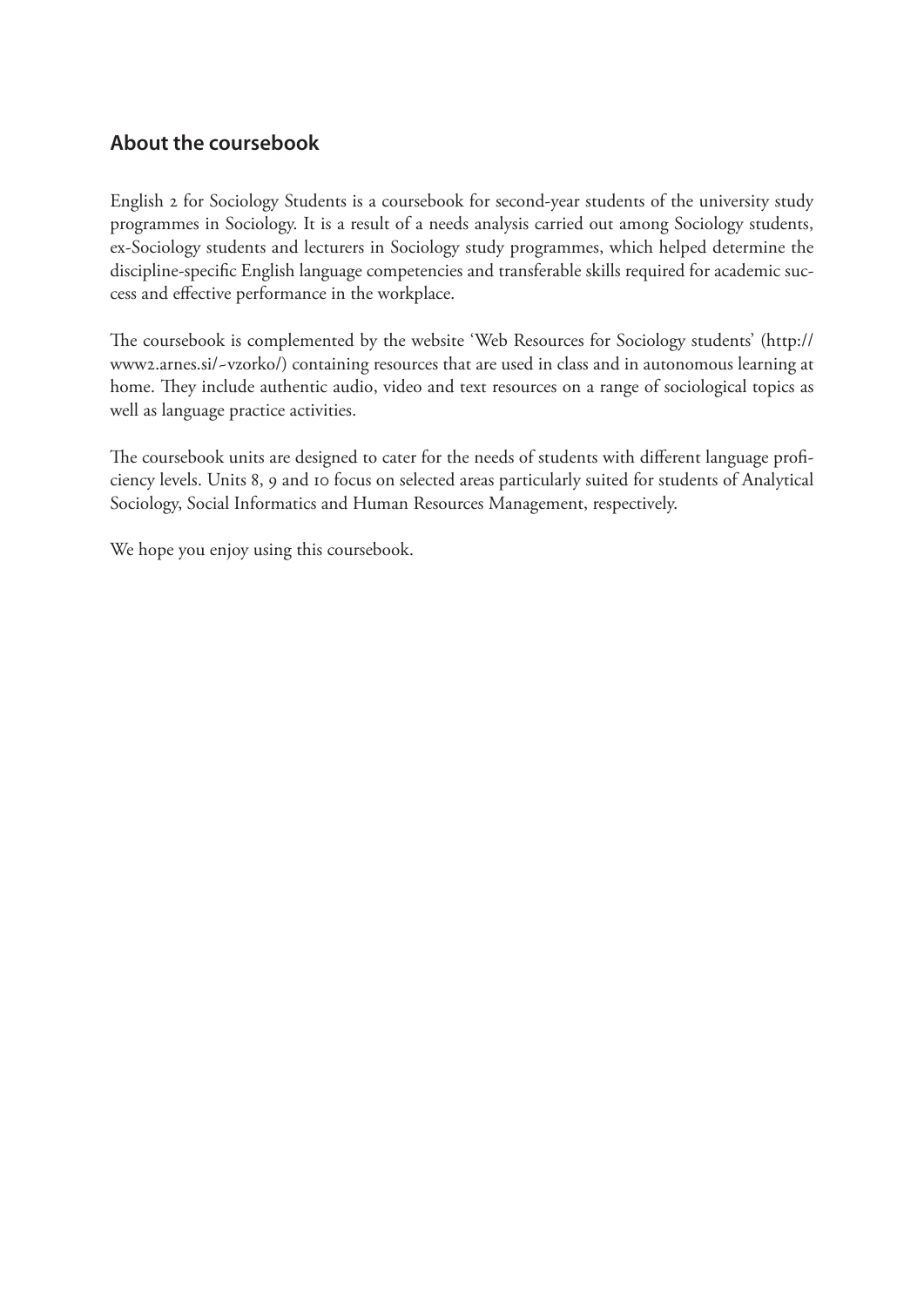## About the coursebook

English 2 for Sociology Students is a coursebook for second-year students of the university study programmes in Sociology. It is a result of a needs analysis carried out among Sociology students, ex-Sociology students and lecturers in Sociology study programmes, which helped determine the discipline-specific English language competencies and transferable skills required for academic success and effective performance in the workplace.

The coursebook is complemented by the website 'Web Resources for Sociology students' (http://www2.arnes.si/~vzorko/) containing resources that are used in class and in autonomous learning at home. They include authentic audio, video and text resources on a range of sociological topics as well as language practice activities.

The coursebook units are designed to cater for the needs of students with different language proficiency levels. Units 8, 9 and 10 focus on selected areas particularly suited for students of Analytical Sociology, Social Informatics and Human Resources Management, respectively.

We hope you enjoy using this coursebook.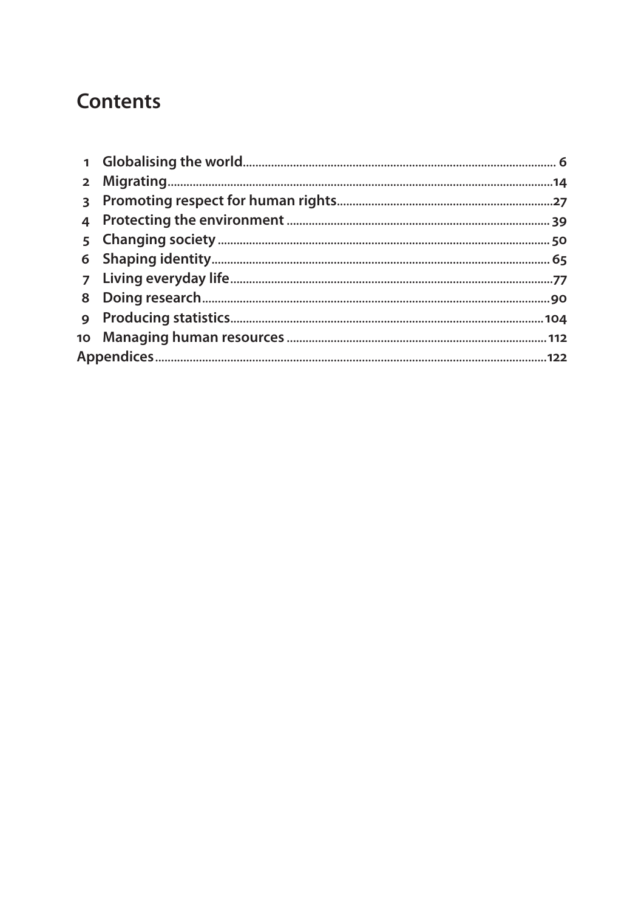# Contents

| | | |
|---|---|---|
| 1 | Globalising the world | 6 |
| 2 | Migrating | 14 |
| 3 | Promoting respect for human rights | 27 |
| 4 | Protecting the environment | 39 |
| 5 | Changing society | 50 |
| 6 | Shaping identity | 65 |
| 7 | Living everyday life | 77 |
| 8 | Doing research | 90 |
| 9 | Producing statistics | 104 |
| 10 | Managing human resources | 112 |
| Appendices | | 122 |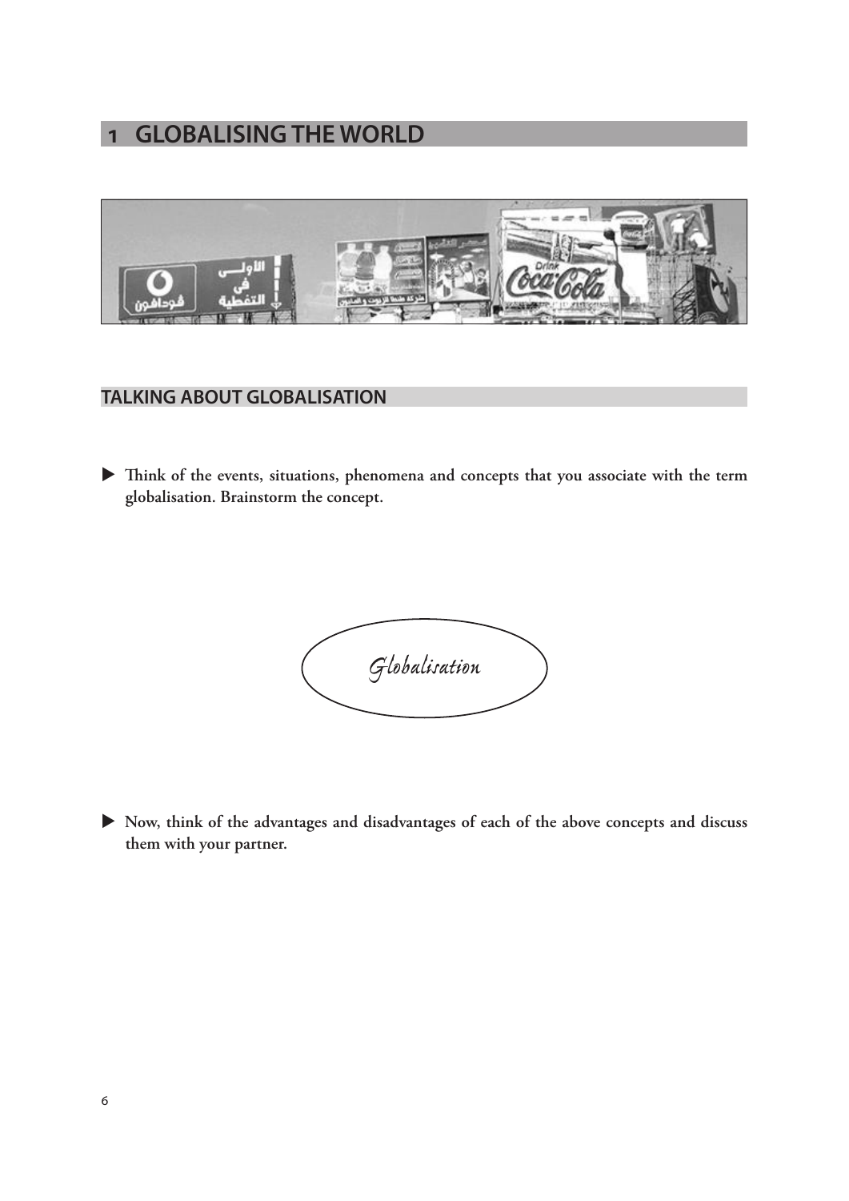# 1 GLOBALISING THE WORLD

## TALKING ABOUT GLOBALISATION

▶ **Think of the events, situations, phenomena and concepts that you associate with the term globalisation. Brainstorm the concept.**

*Globalisation*

▶ **Now, think of the advantages and disadvantages of each of the above concepts and discuss them with your partner.**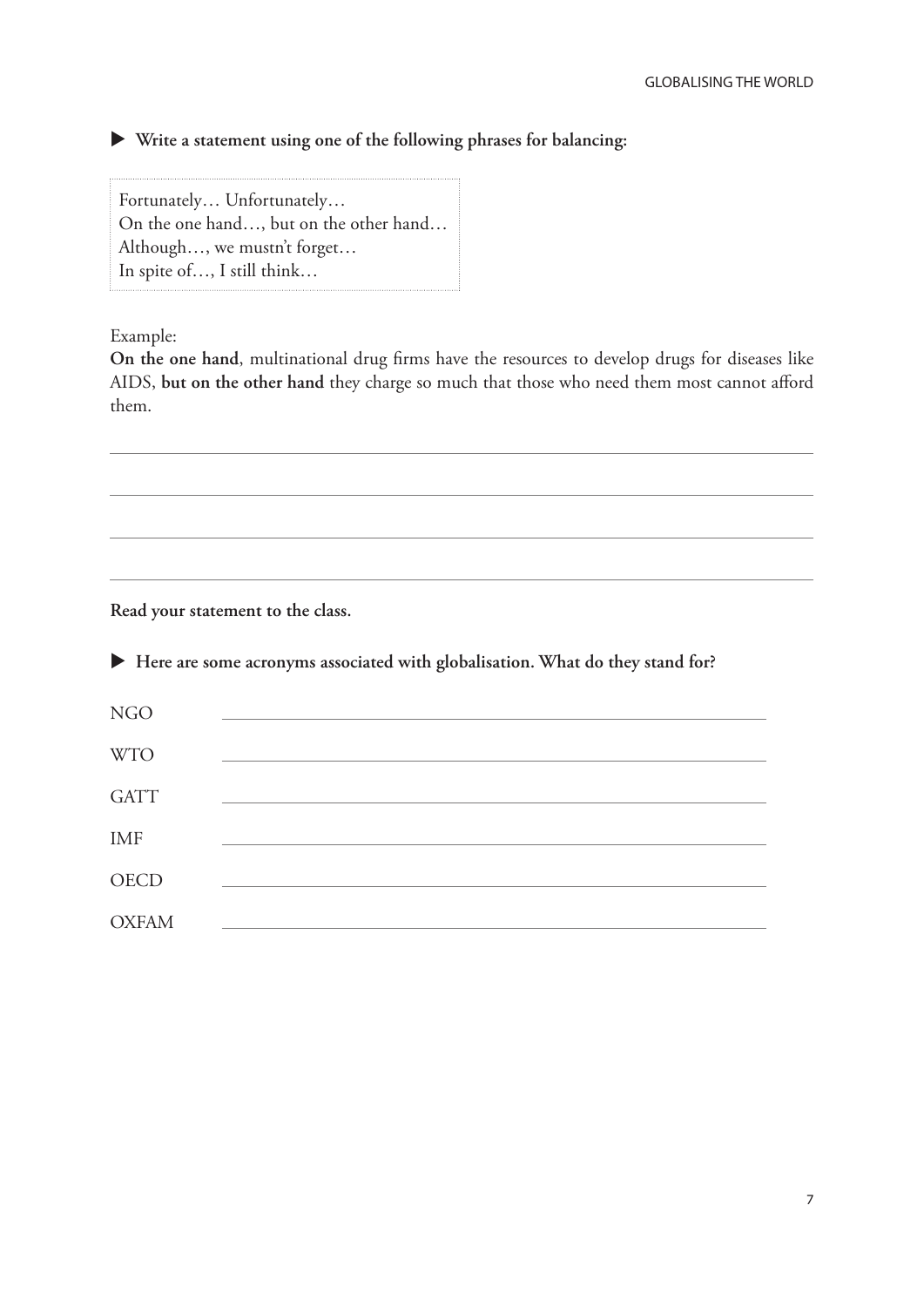▶ **Write a statement using one of the following phrases for balancing:**

Fortunately… Unfortunately…
On the one hand…, but on the other hand…
Although…, we mustn't forget…
In spite of…, I still think…

Example:
**On the one hand**, multinational drug firms have the resources to develop drugs for diseases like AIDS, **but on the other hand** they charge so much that those who need them most cannot afford them.

______________________________________________

______________________________________________

______________________________________________

______________________________________________

**Read your statement to the class.**

▶ **Here are some acronyms associated with globalisation. What do they stand for?**

NGO ______________________________________________

WTO ______________________________________________

GATT ______________________________________________

IMF ______________________________________________

OECD ______________________________________________

OXFAM ______________________________________________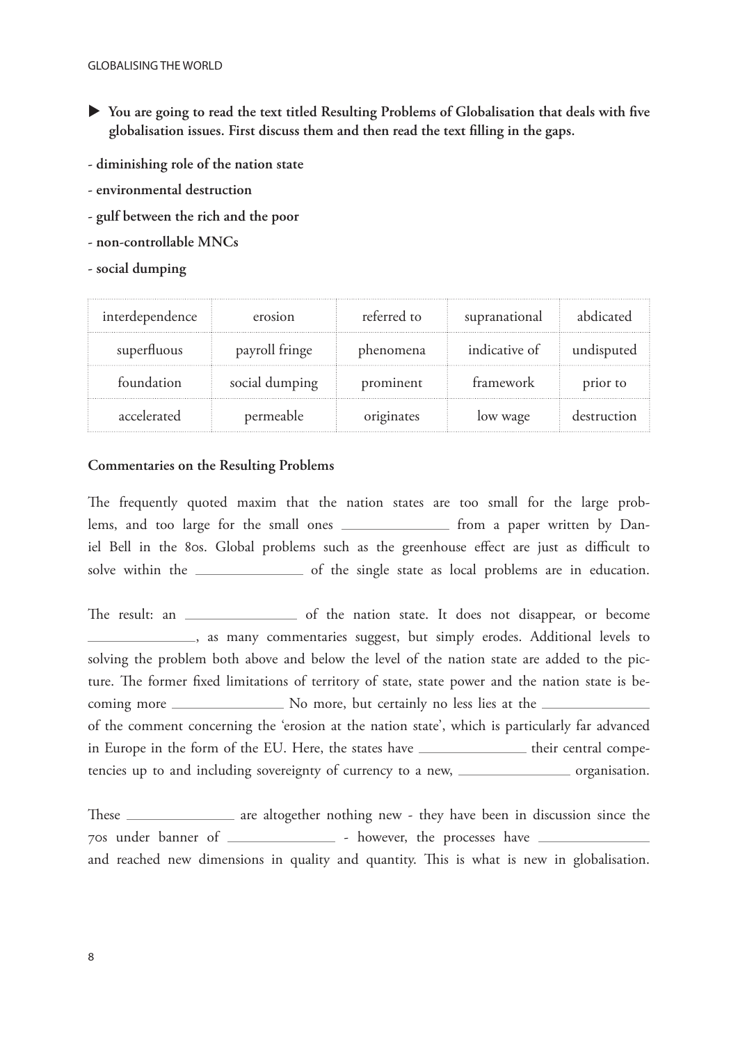▶ **You are going to read the text titled Resulting Problems of Globalisation that deals with five globalisation issues. First discuss them and then read the text filling in the gaps.**

- **diminishing role of the nation state**
- **environmental destruction**
- **gulf between the rich and the poor**
- **non-controllable MNCs**
- **social dumping**

| | | | | |
|---|---|---|---|---|
| interdependence | erosion | referred to | supranational | abdicated |
| superfluous | payroll fringe | phenomena | indicative of | undisputed |
| foundation | social dumping | prominent | framework | prior to |
| accelerated | permeable | originates | low wage | destruction |

**Commentaries on the Resulting Problems**

The frequently quoted maxim that the nation states are too small for the large problems, and too large for the small ones ______________ from a paper written by Daniel Bell in the 80s. Global problems such as the greenhouse effect are just as difficult to solve within the ______________ of the single state as local problems are in education.

The result: an ______________ of the nation state. It does not disappear, or become ______________, as many commentaries suggest, but simply erodes. Additional levels to solving the problem both above and below the level of the nation state are added to the picture. The former fixed limitations of territory of state, state power and the nation state is becoming more ______________ No more, but certainly no less lies at the ______________ of the comment concerning the 'erosion at the nation state', which is particularly far advanced in Europe in the form of the EU. Here, the states have ______________ their central competencies up to and including sovereignty of currency to a new, ______________ organisation.

These ______________ are altogether nothing new - they have been in discussion since the 70s under banner of ______________ - however, the processes have ______________ and reached new dimensions in quality and quantity. This is what is new in globalisation.